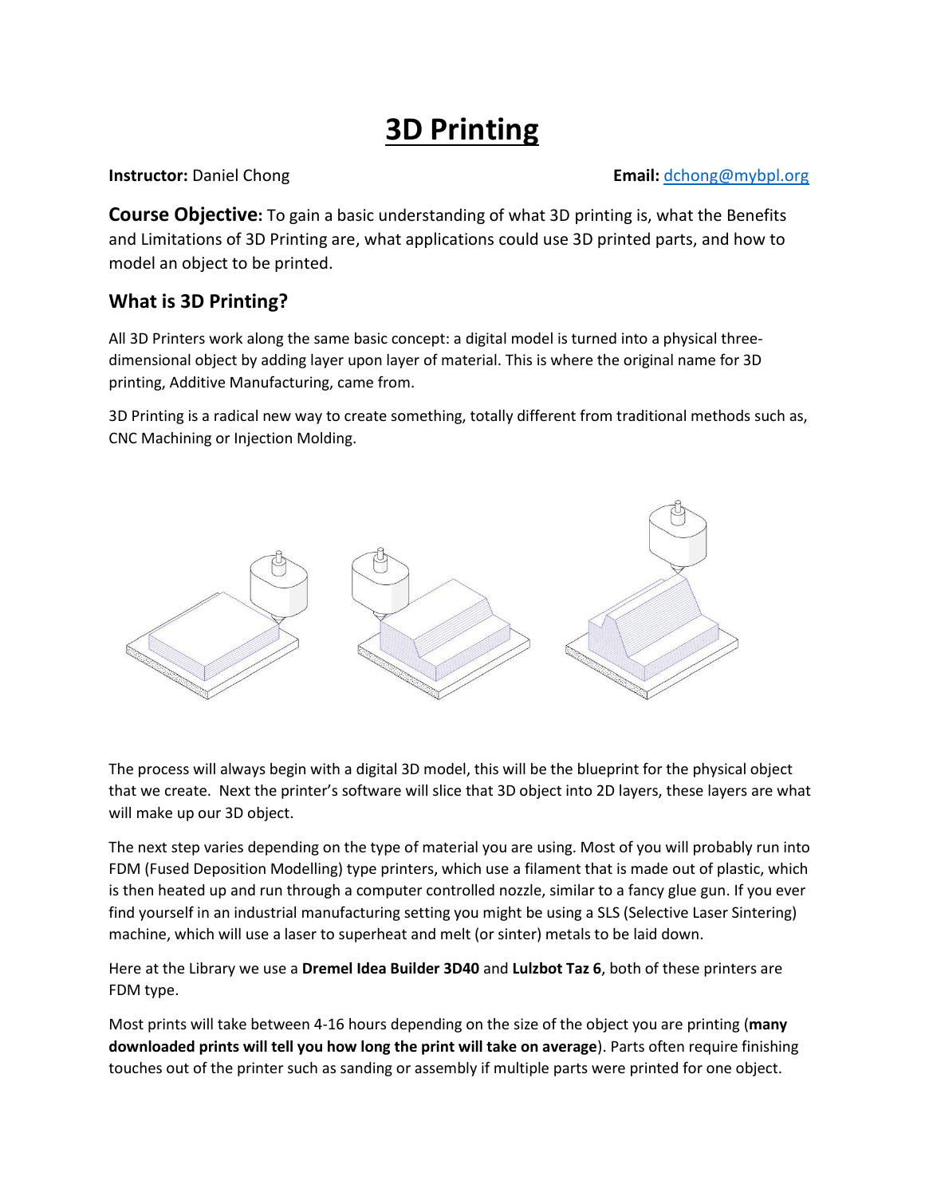# 3D Printing

**Instructor:** Daniel Chong **Email:** dchong@mybpl.org

**Course Objective:** To gain a basic understanding of what 3D printing is, what the Benefits and Limitations of 3D Printing are, what applications could use 3D printed parts, and how to model an object to be printed.

## What is 3D Printing?

All 3D Printers work along the same basic concept: a digital model is turned into a physical three-dimensional object by adding layer upon layer of material. This is where the original name for 3D printing, Additive Manufacturing, came from.

3D Printing is a radical new way to create something, totally different from traditional methods such as, CNC Machining or Injection Molding.

The process will always begin with a digital 3D model, this will be the blueprint for the physical object that we create. Next the printer's software will slice that 3D object into 2D layers, these layers are what will make up our 3D object.

The next step varies depending on the type of material you are using. Most of you will probably run into FDM (Fused Deposition Modelling) type printers, which use a filament that is made out of plastic, which is then heated up and run through a computer controlled nozzle, similar to a fancy glue gun. If you ever find yourself in an industrial manufacturing setting you might be using a SLS (Selective Laser Sintering) machine, which will use a laser to superheat and melt (or sinter) metals to be laid down.

Here at the Library we use a **Dremel Idea Builder 3D40** and **Lulzbot Taz 6**, both of these printers are FDM type.

Most prints will take between 4-16 hours depending on the size of the object you are printing (**many downloaded prints will tell you how long the print will take on average**). Parts often require finishing touches out of the printer such as sanding or assembly if multiple parts were printed for one object.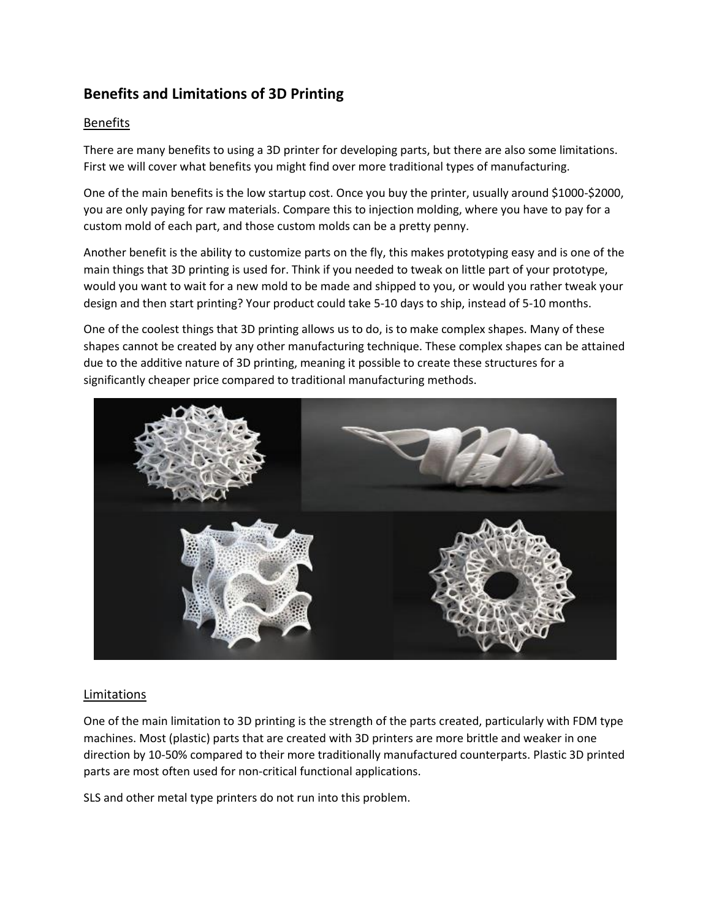## Benefits and Limitations of 3D Printing

### Benefits

There are many benefits to using a 3D printer for developing parts, but there are also some limitations. First we will cover what benefits you might find over more traditional types of manufacturing.

One of the main benefits is the low startup cost. Once you buy the printer, usually around $1000-$2000, you are only paying for raw materials. Compare this to injection molding, where you have to pay for a custom mold of each part, and those custom molds can be a pretty penny.

Another benefit is the ability to customize parts on the fly, this makes prototyping easy and is one of the main things that 3D printing is used for. Think if you needed to tweak on little part of your prototype, would you want to wait for a new mold to be made and shipped to you, or would you rather tweak your design and then start printing? Your product could take 5-10 days to ship, instead of 5-10 months.

One of the coolest things that 3D printing allows us to do, is to make complex shapes. Many of these shapes cannot be created by any other manufacturing technique. These complex shapes can be attained due to the additive nature of 3D printing, meaning it possible to create these structures for a significantly cheaper price compared to traditional manufacturing methods.

### Limitations

One of the main limitation to 3D printing is the strength of the parts created, particularly with FDM type machines. Most (plastic) parts that are created with 3D printers are more brittle and weaker in one direction by 10-50% compared to their more traditionally manufactured counterparts. Plastic 3D printed parts are most often used for non-critical functional applications.

SLS and other metal type printers do not run into this problem.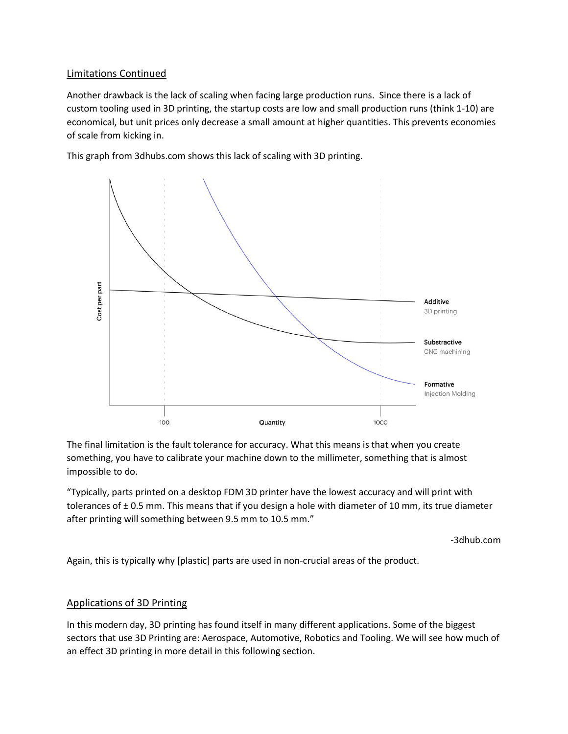## Limitations Continued

Another drawback is the lack of scaling when facing large production runs. Since there is a lack of custom tooling used in 3D printing, the startup costs are low and small production runs (think 1-10) are economical, but unit prices only decrease a small amount at higher quantities. This prevents economies of scale from kicking in.

This graph from 3dhubs.com shows this lack of scaling with 3D printing.

The final limitation is the fault tolerance for accuracy. What this means is that when you create something, you have to calibrate your machine down to the millimeter, something that is almost impossible to do.

"Typically, parts printed on a desktop FDM 3D printer have the lowest accuracy and will print with tolerances of ± 0.5 mm. This means that if you design a hole with diameter of 10 mm, its true diameter after printing will something between 9.5 mm to 10.5 mm."

-3dhub.com

Again, this is typically why [plastic] parts are used in non-crucial areas of the product.

## Applications of 3D Printing

In this modern day, 3D printing has found itself in many different applications. Some of the biggest sectors that use 3D Printing are: Aerospace, Automotive, Robotics and Tooling. We will see how much of an effect 3D printing in more detail in this following section.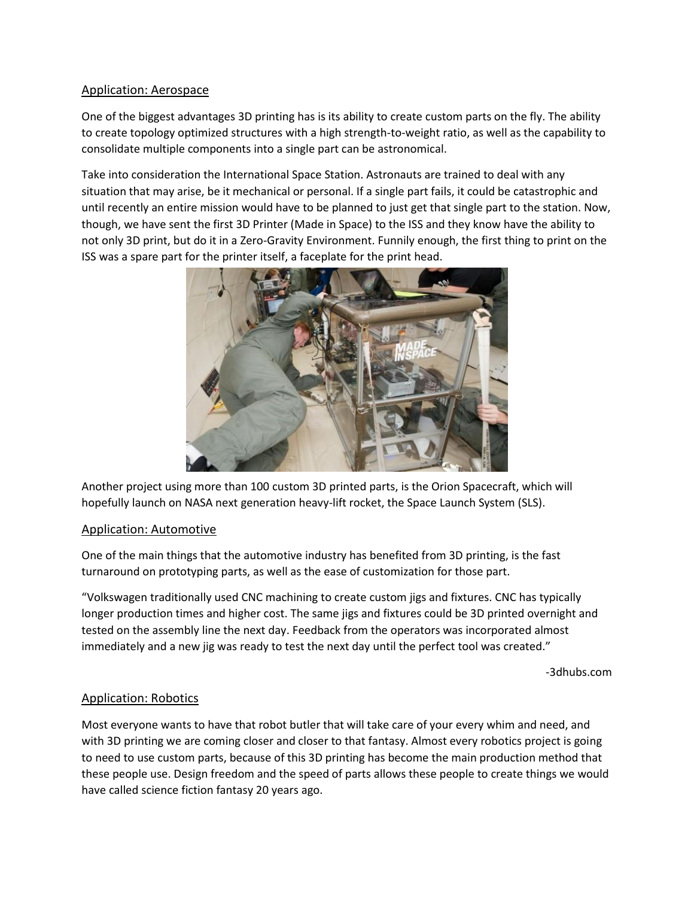## Application: Aerospace

One of the biggest advantages 3D printing has is its ability to create custom parts on the fly. The ability to create topology optimized structures with a high strength-to-weight ratio, as well as the capability to consolidate multiple components into a single part can be astronomical.

Take into consideration the International Space Station. Astronauts are trained to deal with any situation that may arise, be it mechanical or personal. If a single part fails, it could be catastrophic and until recently an entire mission would have to be planned to just get that single part to the station. Now, though, we have sent the first 3D Printer (Made in Space) to the ISS and they know have the ability to not only 3D print, but do it in a Zero-Gravity Environment. Funnily enough, the first thing to print on the ISS was a spare part for the printer itself, a faceplate for the print head.

Another project using more than 100 custom 3D printed parts, is the Orion Spacecraft, which will hopefully launch on NASA next generation heavy-lift rocket, the Space Launch System (SLS).

## Application: Automotive

One of the main things that the automotive industry has benefited from 3D printing, is the fast turnaround on prototyping parts, as well as the ease of customization for those part.

"Volkswagen traditionally used CNC machining to create custom jigs and fixtures. CNC has typically longer production times and higher cost. The same jigs and fixtures could be 3D printed overnight and tested on the assembly line the next day. Feedback from the operators was incorporated almost immediately and a new jig was ready to test the next day until the perfect tool was created."

-3dhubs.com

## Application: Robotics

Most everyone wants to have that robot butler that will take care of your every whim and need, and with 3D printing we are coming closer and closer to that fantasy. Almost every robotics project is going to need to use custom parts, because of this 3D printing has become the main production method that these people use. Design freedom and the speed of parts allows these people to create things we would have called science fiction fantasy 20 years ago.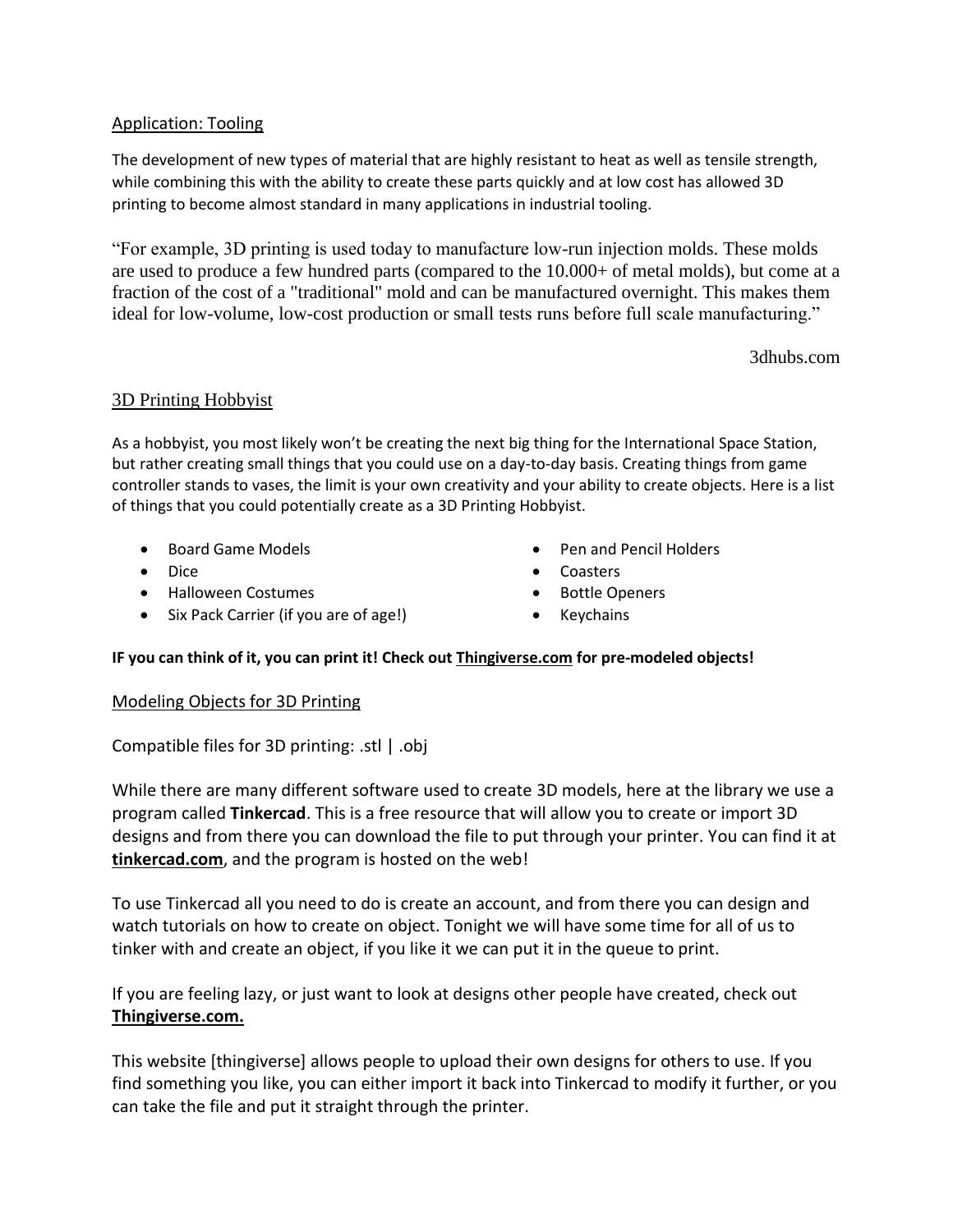## Application: Tooling

The development of new types of material that are highly resistant to heat as well as tensile strength, while combining this with the ability to create these parts quickly and at low cost has allowed 3D printing to become almost standard in many applications in industrial tooling.

"For example, 3D printing is used today to manufacture low-run injection molds. These molds are used to produce a few hundred parts (compared to the 10.000+ of metal molds), but come at a fraction of the cost of a "traditional" mold and can be manufactured overnight. This makes them ideal for low-volume, low-cost production or small tests runs before full scale manufacturing."

3dhubs.com

## 3D Printing Hobbyist

As a hobbyist, you most likely won't be creating the next big thing for the International Space Station, but rather creating small things that you could use on a day-to-day basis. Creating things from game controller stands to vases, the limit is your own creativity and your ability to create objects. Here is a list of things that you could potentially create as a 3D Printing Hobbyist.

- Board Game Models
- Dice
- Halloween Costumes
- Six Pack Carrier (if you are of age!)
- Pen and Pencil Holders
- Coasters
- Bottle Openers
- Keychains

**IF you can think of it, you can print it! Check out Thingiverse.com for pre-modeled objects!**

## Modeling Objects for 3D Printing

Compatible files for 3D printing: .stl | .obj

While there are many different software used to create 3D models, here at the library we use a program called **Tinkercad**. This is a free resource that will allow you to create or import 3D designs and from there you can download the file to put through your printer. You can find it at **tinkercad.com**, and the program is hosted on the web!

To use Tinkercad all you need to do is create an account, and from there you can design and watch tutorials on how to create on object. Tonight we will have some time for all of us to tinker with and create an object, if you like it we can put it in the queue to print.

If you are feeling lazy, or just want to look at designs other people have created, check out **Thingiverse.com.**

This website [thingiverse] allows people to upload their own designs for others to use. If you find something you like, you can either import it back into Tinkercad to modify it further, or you can take the file and put it straight through the printer.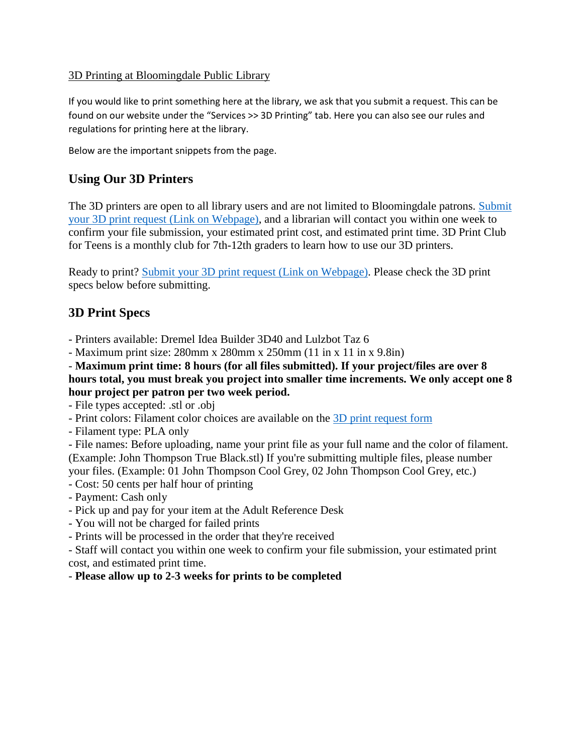3D Printing at Bloomingdale Public Library

If you would like to print something here at the library, we ask that you submit a request. This can be found on our website under the "Services >> 3D Printing" tab. Here you can also see our rules and regulations for printing here at the library.

Below are the important snippets from the page.

## Using Our 3D Printers

The 3D printers are open to all library users and are not limited to Bloomingdale patrons. Submit your 3D print request (Link on Webpage), and a librarian will contact you within one week to confirm your file submission, your estimated print cost, and estimated print time. 3D Print Club for Teens is a monthly club for 7th-12th graders to learn how to use our 3D printers.

Ready to print? Submit your 3D print request (Link on Webpage). Please check the 3D print specs below before submitting.

## 3D Print Specs

- Printers available: Dremel Idea Builder 3D40 and Lulzbot Taz 6
- Maximum print size: 280mm x 280mm x 250mm (11 in x 11 in x 9.8in)
- **Maximum print time: 8 hours (for all files submitted). If your project/files are over 8 hours total, you must break you project into smaller time increments. We only accept one 8 hour project per patron per two week period.**
- File types accepted: .stl or .obj
- Print colors: Filament color choices are available on the 3D print request form
- Filament type: PLA only
- File names: Before uploading, name your print file as your full name and the color of filament. (Example: John Thompson True Black.stl) If you're submitting multiple files, please number your files. (Example: 01 John Thompson Cool Grey, 02 John Thompson Cool Grey, etc.)
- Cost: 50 cents per half hour of printing
- Payment: Cash only
- Pick up and pay for your item at the Adult Reference Desk
- You will not be charged for failed prints
- Prints will be processed in the order that they're received
- Staff will contact you within one week to confirm your file submission, your estimated print cost, and estimated print time.
- **Please allow up to 2-3 weeks for prints to be completed**